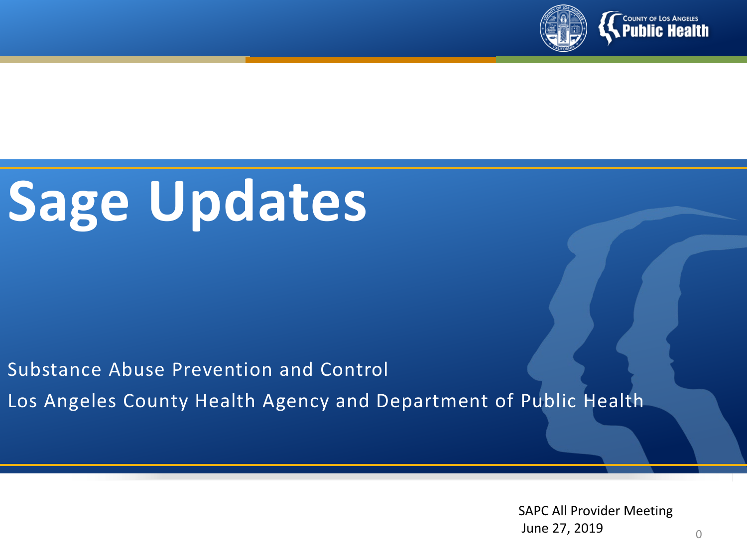# Sage Updates

Substance Abuse Prevention and Control

Los Angeles County Health Agency and Department of Public Health

SAPC All Provider Meeting
June 27, 2019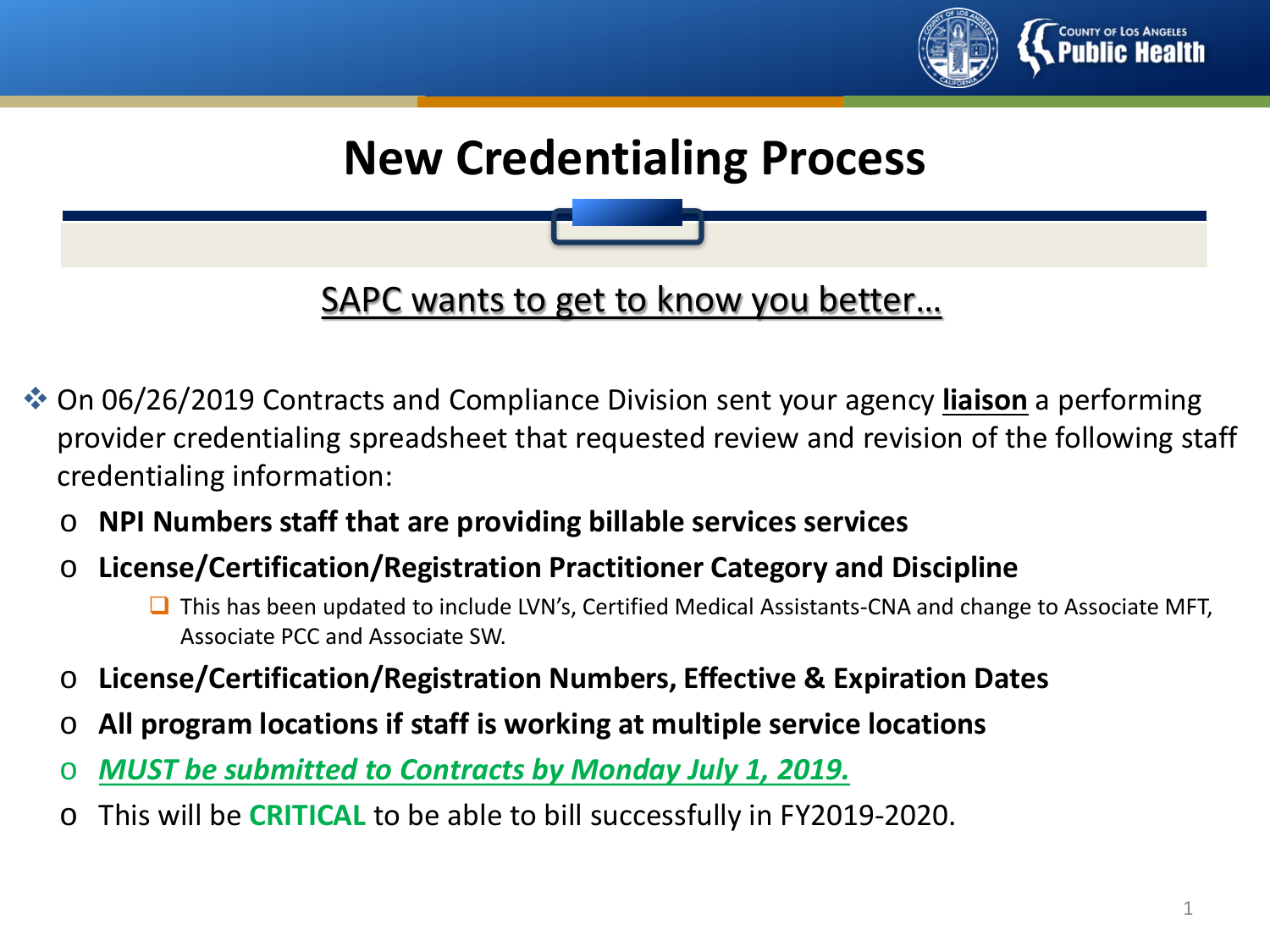# New Credentialing Process

<u>SAPC wants to get to know you better…</u>

- On 06/26/2019 Contracts and Compliance Division sent your agency **<u>liaison</u>** a performing provider credentialing spreadsheet that requested review and revision of the following staff credentialing information:
  - **NPI Numbers staff that are providing billable services services**
  - **License/Certification/Registration Practitioner Category and Discipline**
    - This has been updated to include LVN's, Certified Medical Assistants-CNA and change to Associate MFT, Associate PCC and Associate SW.
  - **License/Certification/Registration Numbers, Effective & Expiration Dates**
  - **All program locations if staff is working at multiple service locations**
  - ***<u>MUST be submitted to Contracts by Monday July 1, 2019.</u>***
  - This will be **CRITICAL** to be able to bill successfully in FY2019-2020.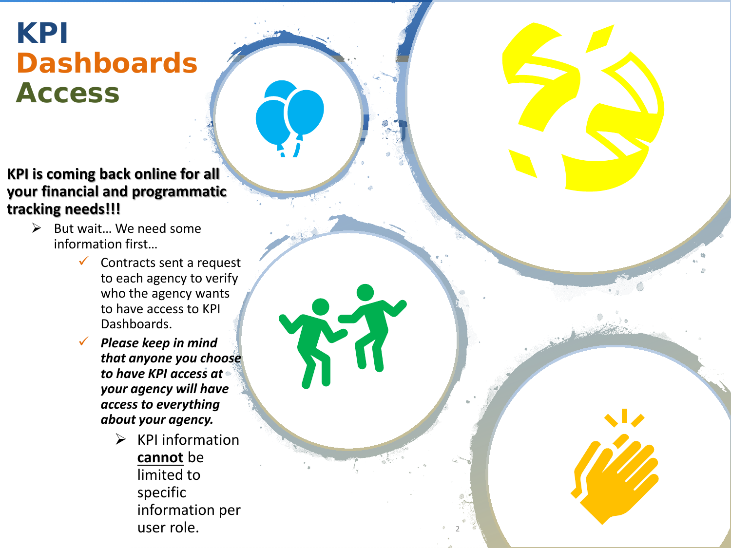# KPI Dashboards Access

**KPI is coming back online for all your financial and programmatic tracking needs!!!**

- But wait… We need some information first…
  - ✓ Contracts sent a request to each agency to verify who the agency wants to have access to KPI Dashboards.
  - ✓ ***Please keep in mind that anyone you choose to have KPI access at your agency will have access to everything about your agency.***
    - KPI information **cannot** be limited to specific information per user role.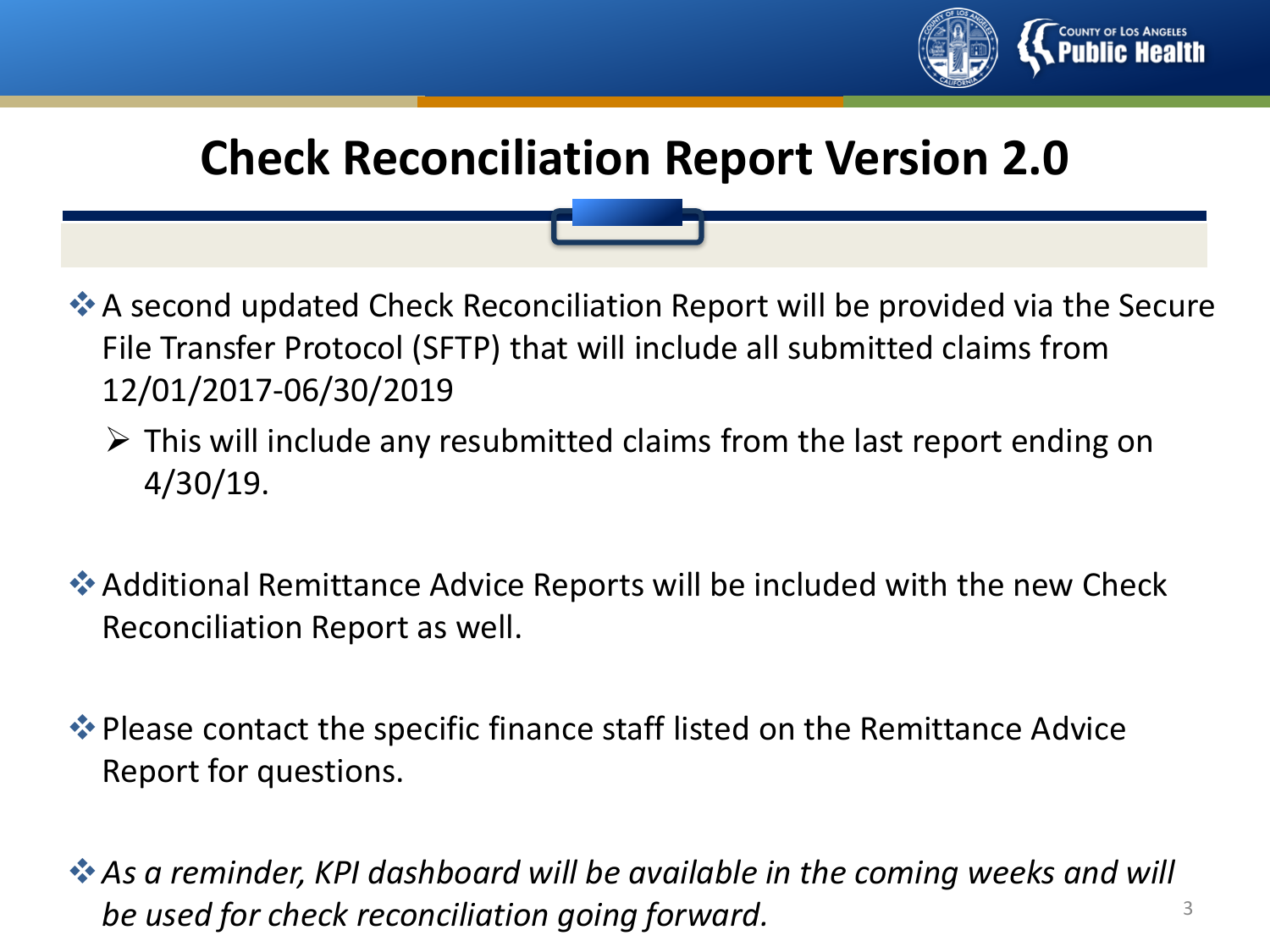# Check Reconciliation Report Version 2.0

- A second updated Check Reconciliation Report will be provided via the Secure File Transfer Protocol (SFTP) that will include all submitted claims from 12/01/2017-06/30/2019
  - This will include any resubmitted claims from the last report ending on 4/30/19.

- Additional Remittance Advice Reports will be included with the new Check Reconciliation Report as well.

- Please contact the specific finance staff listed on the Remittance Advice Report for questions.

- *As a reminder, KPI dashboard will be available in the coming weeks and will be used for check reconciliation going forward.*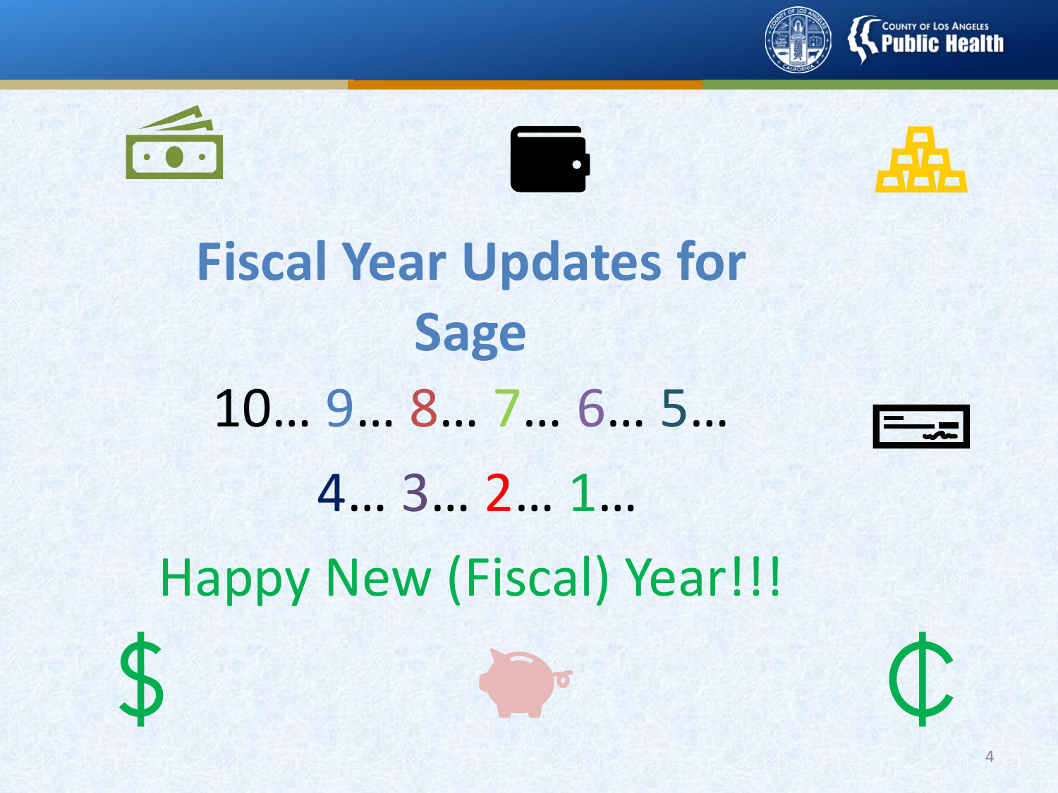# Fiscal Year Updates for Sage

10… 9… 8… 7… 6… 5…

4… 3… 2… 1…

Happy New (Fiscal) Year!!!

$ ¢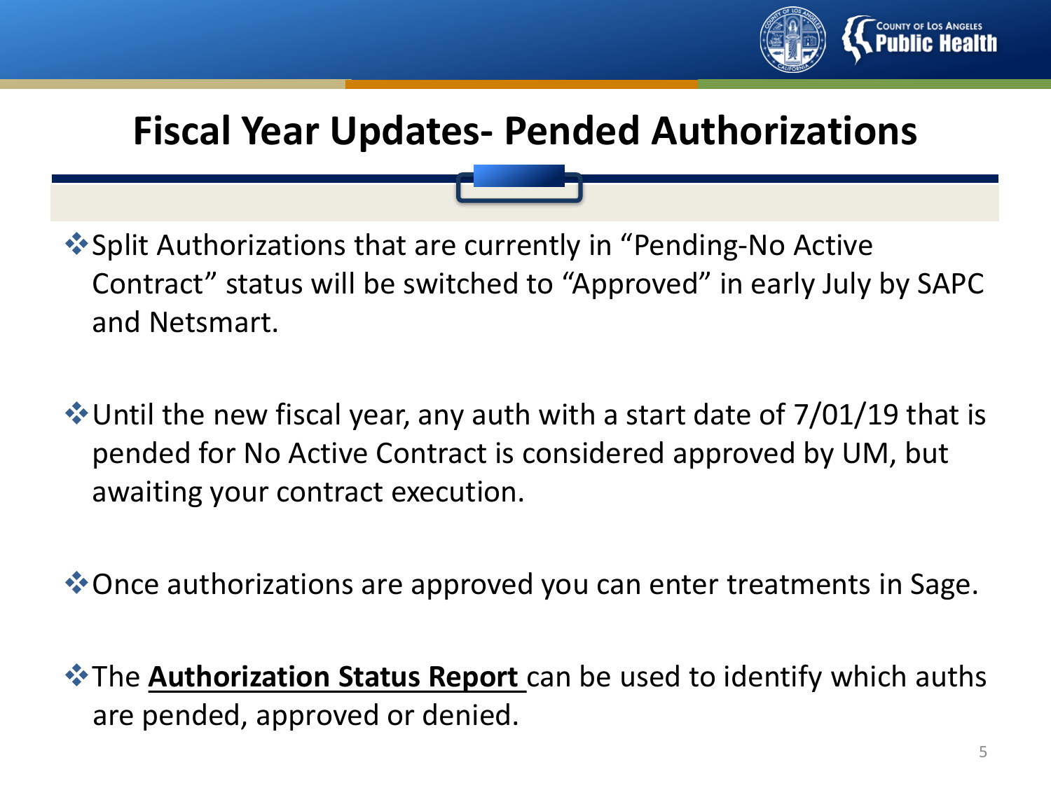# Fiscal Year Updates- Pended Authorizations

- Split Authorizations that are currently in “Pending-No Active Contract” status will be switched to “Approved” in early July by SAPC and Netsmart.

- Until the new fiscal year, any auth with a start date of 7/01/19 that is pended for No Active Contract is considered approved by UM, but awaiting your contract execution.

- Once authorizations are approved you can enter treatments in Sage.

- The **Authorization Status Report** can be used to identify which auths are pended, approved or denied.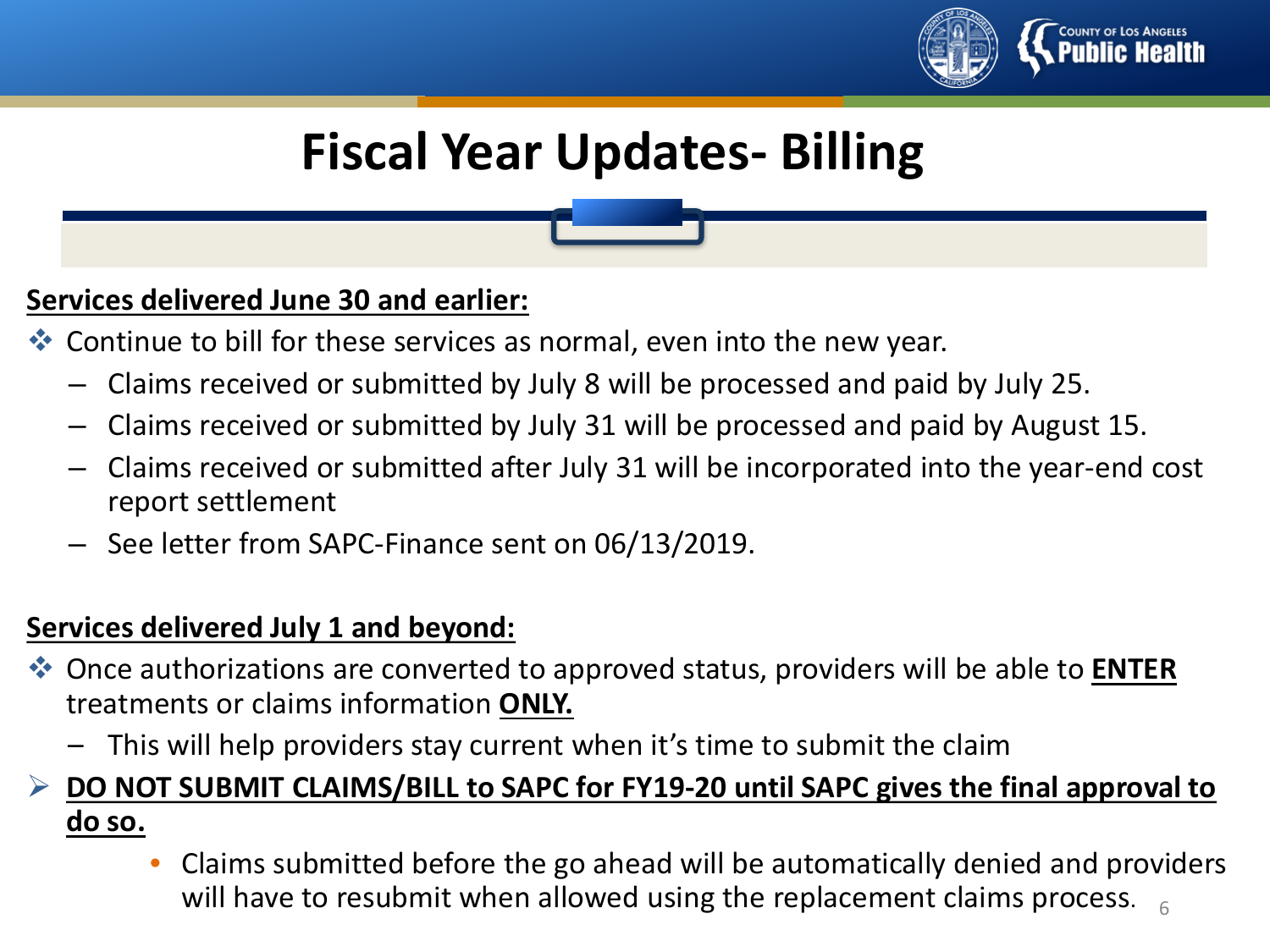# Fiscal Year Updates- Billing

**Services delivered June 30 and earlier:**

- Continue to bill for these services as normal, even into the new year.
  - Claims received or submitted by July 8 will be processed and paid by July 25.
  - Claims received or submitted by July 31 will be processed and paid by August 15.
  - Claims received or submitted after July 31 will be incorporated into the year-end cost report settlement
  - See letter from SAPC-Finance sent on 06/13/2019.

**Services delivered July 1 and beyond:**

- Once authorizations are converted to approved status, providers will be able to **ENTER** treatments or claims information **ONLY.**
  - This will help providers stay current when it's time to submit the claim
- **DO NOT SUBMIT CLAIMS/BILL to SAPC for FY19-20 until SAPC gives the final approval to do so.**
  - Claims submitted before the go ahead will be automatically denied and providers will have to resubmit when allowed using the replacement claims process.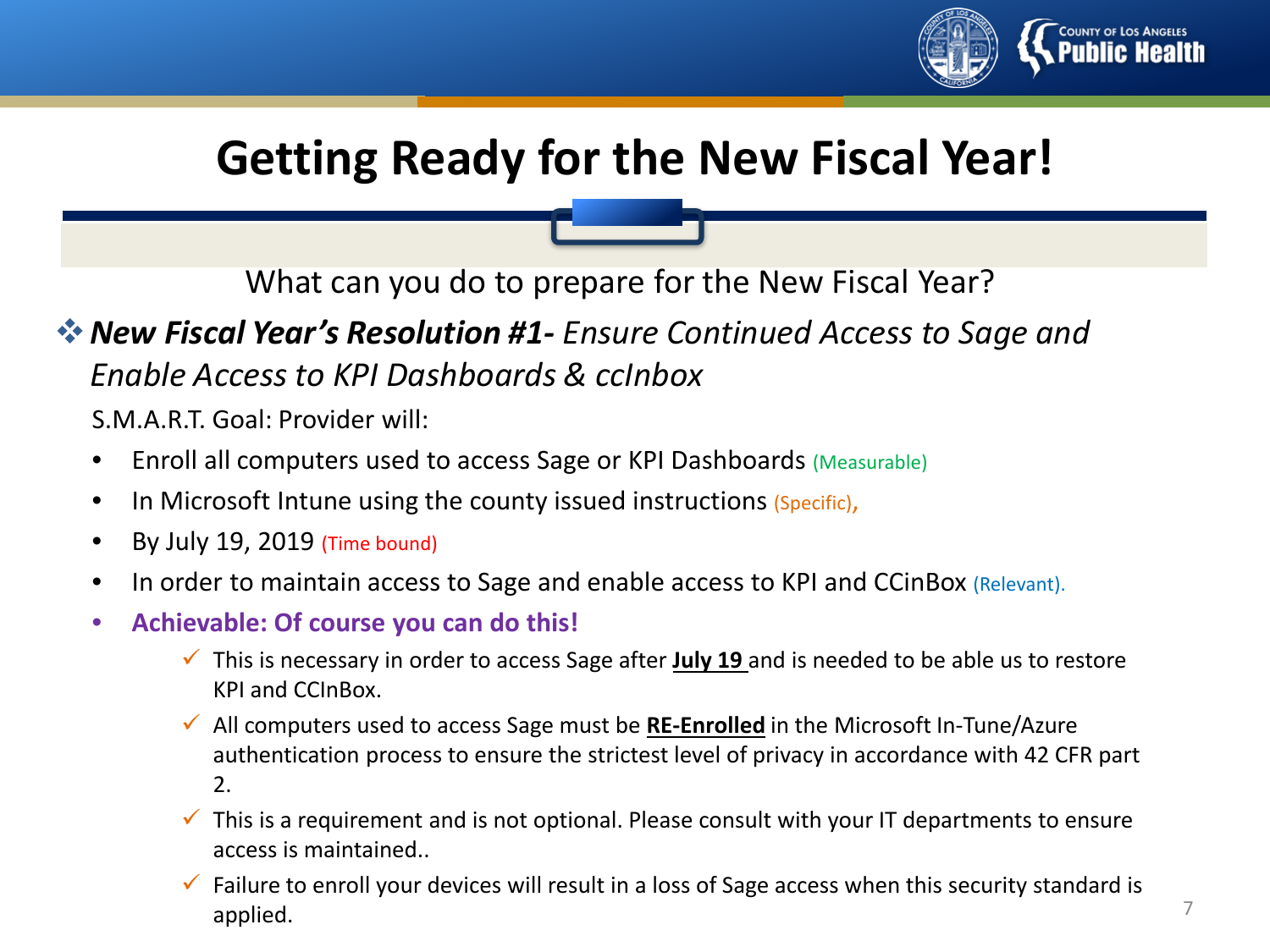# Getting Ready for the New Fiscal Year!

What can you do to prepare for the New Fiscal Year?

- ***New Fiscal Year's Resolution #1-*** *Ensure Continued Access to Sage and Enable Access to KPI Dashboards & ccInbox*

  S.M.A.R.T. Goal: Provider will:

  - Enroll all computers used to access Sage or KPI Dashboards (Measurable)
  - In Microsoft Intune using the county issued instructions (Specific),
  - By July 19, 2019 (Time bound)
  - In order to maintain access to Sage and enable access to KPI and CCinBox (Relevant).
  - **Achievable: Of course you can do this!**
    - ✓ This is necessary in order to access Sage after **July 19** and is needed to be able us to restore KPI and CCInBox.
    - ✓ All computers used to access Sage must be **RE-Enrolled** in the Microsoft In-Tune/Azure authentication process to ensure the strictest level of privacy in accordance with 42 CFR part 2.
    - ✓ This is a requirement and is not optional. Please consult with your IT departments to ensure access is maintained..
    - ✓ Failure to enroll your devices will result in a loss of Sage access when this security standard is applied.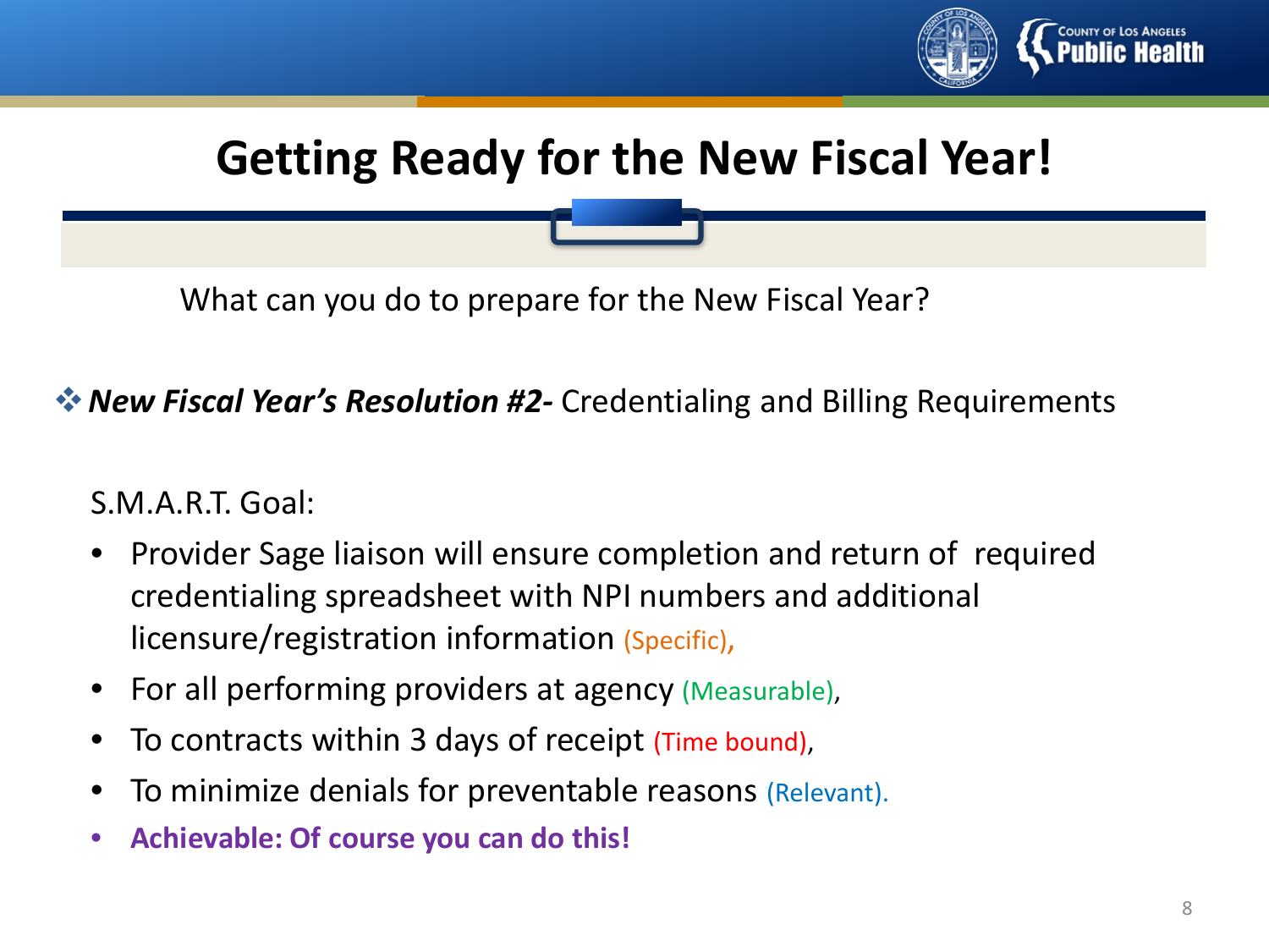# Getting Ready for the New Fiscal Year!

What can you do to prepare for the New Fiscal Year?

❖ ***New Fiscal Year's Resolution #2-*** Credentialing and Billing Requirements

S.M.A.R.T. Goal:

- Provider Sage liaison will ensure completion and return of required credentialing spreadsheet with NPI numbers and additional licensure/registration information (Specific),
- For all performing providers at agency (Measurable),
- To contracts within 3 days of receipt (Time bound),
- To minimize denials for preventable reasons (Relevant).
- **Achievable: Of course you can do this!**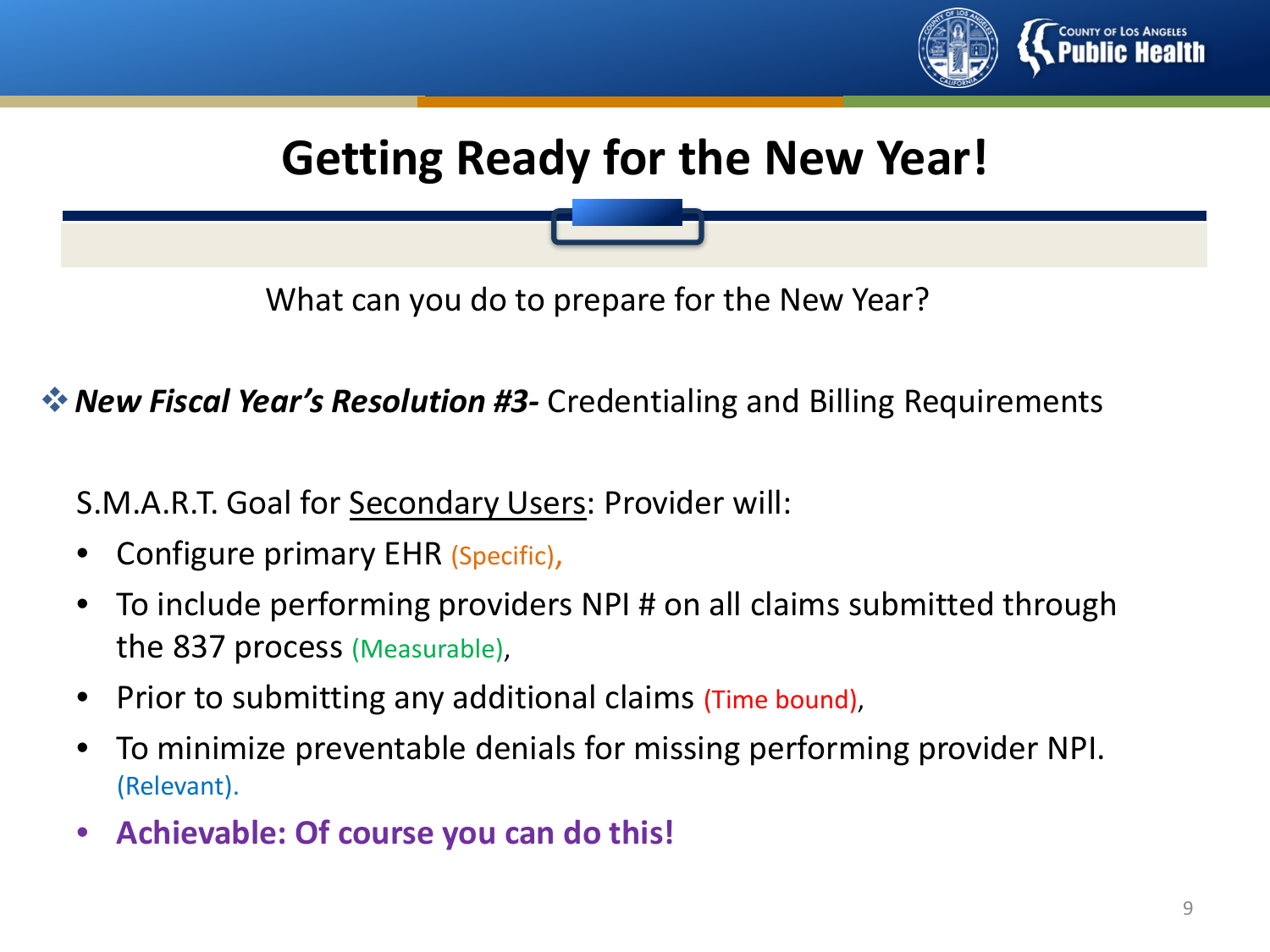# Getting Ready for the New Year!

What can you do to prepare for the New Year?

❖ ***New Fiscal Year's Resolution #3-*** Credentialing and Billing Requirements

S.M.A.R.T. Goal for Secondary Users: Provider will:

- Configure primary EHR (Specific),
- To include performing providers NPI # on all claims submitted through the 837 process (Measurable),
- Prior to submitting any additional claims (Time bound),
- To minimize preventable denials for missing performing provider NPI. (Relevant).
- **Achievable: Of course you can do this!**